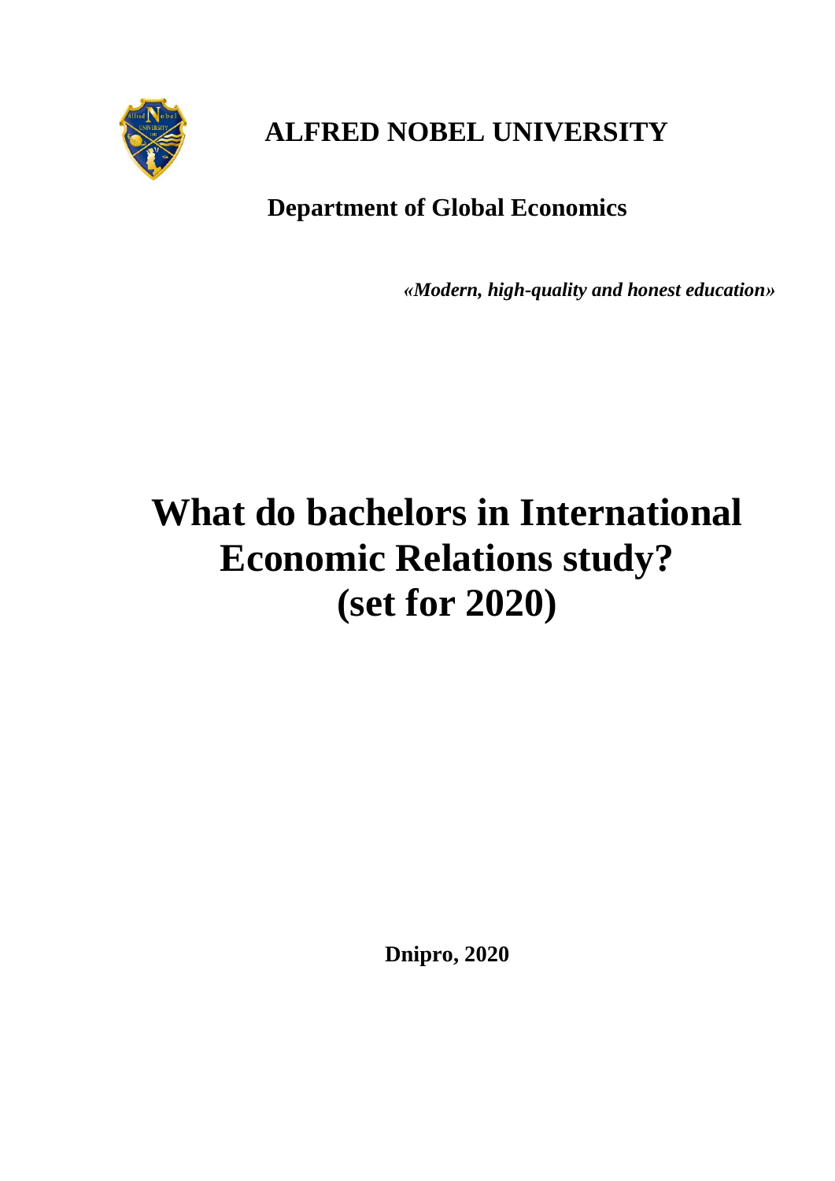**ALFRED NOBEL UNIVERSITY**

**Department of Global Economics**

***«Modern, high-quality and honest education»***

# What do bachelors in International Economic Relations study? (set for 2020)

**Dnipro, 2020**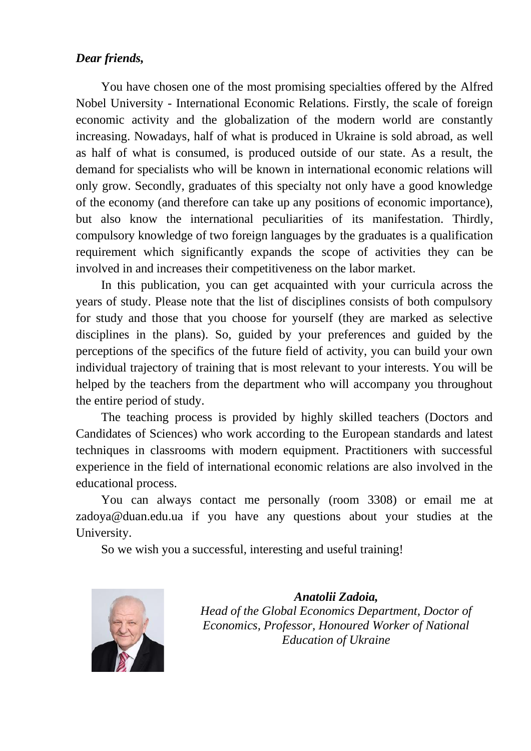***Dear friends,***

You have chosen one of the most promising specialties offered by the Alfred Nobel University - International Economic Relations. Firstly, the scale of foreign economic activity and the globalization of the modern world are constantly increasing. Nowadays, half of what is produced in Ukraine is sold abroad, as well as half of what is consumed, is produced outside of our state. As a result, the demand for specialists who will be known in international economic relations will only grow. Secondly, graduates of this specialty not only have a good knowledge of the economy (and therefore can take up any positions of economic importance), but also know the international peculiarities of its manifestation. Thirdly, compulsory knowledge of two foreign languages by the graduates is a qualification requirement which significantly expands the scope of activities they can be involved in and increases their competitiveness on the labor market.

In this publication, you can get acquainted with your curricula across the years of study. Please note that the list of disciplines consists of both compulsory for study and those that you choose for yourself (they are marked as selective disciplines in the plans). So, guided by your preferences and guided by the perceptions of the specifics of the future field of activity, you can build your own individual trajectory of training that is most relevant to your interests. You will be helped by the teachers from the department who will accompany you throughout the entire period of study.

The teaching process is provided by highly skilled teachers (Doctors and Candidates of Sciences) who work according to the European standards and latest techniques in classrooms with modern equipment. Practitioners with successful experience in the field of international economic relations are also involved in the educational process.

You can always contact me personally (room 3308) or email me at zadoya@duan.edu.ua if you have any questions about your studies at the University.

So we wish you a successful, interesting and useful training!

***Anatolii Zadoia,***
*Head of the Global Economics Department, Doctor of Economics, Professor, Honoured Worker of National Education of Ukraine*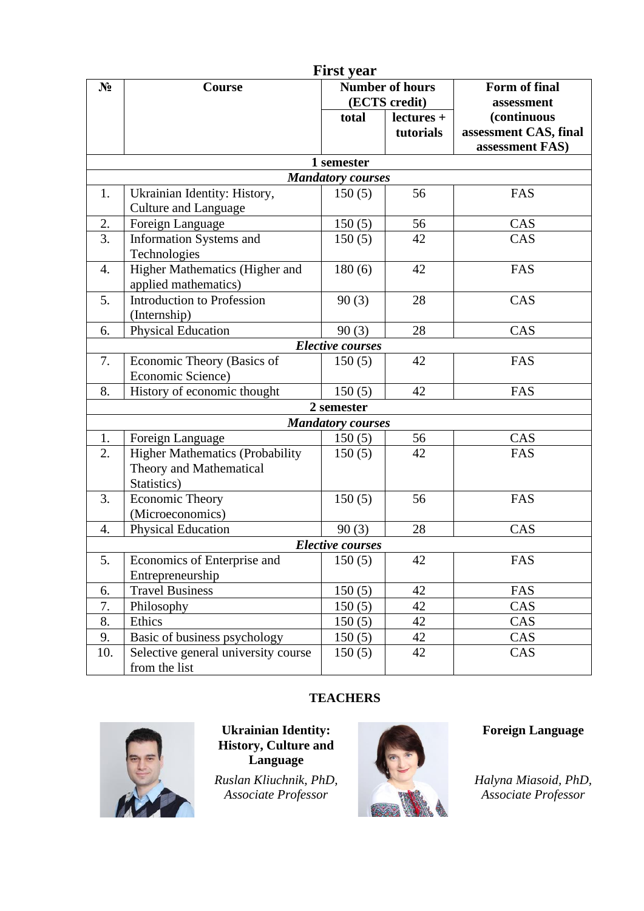## First year

| № | Course | Number of hours (ECTS credit) | | Form of final assessment (continuous assessment CAS, final assessment FAS) |
|---|---|---|---|---|
| | | total | lectures + tutorials | |
| **1 semester** | | | | |
| ***Mandatory courses*** | | | | |
| 1. | Ukrainian Identity: History, Culture and Language | 150 (5) | 56 | FAS |
| 2. | Foreign Language | 150 (5) | 56 | CAS |
| 3. | Information Systems and Technologies | 150 (5) | 42 | CAS |
| 4. | Higher Mathematics (Higher and applied mathematics) | 180 (6) | 42 | FAS |
| 5. | Introduction to Profession (Internship) | 90 (3) | 28 | CAS |
| 6. | Physical Education | 90 (3) | 28 | CAS |
| ***Elective courses*** | | | | |
| 7. | Economic Theory (Basics of Economic Science) | 150 (5) | 42 | FAS |
| 8. | History of economic thought | 150 (5) | 42 | FAS |
| **2 semester** | | | | |
| ***Mandatory courses*** | | | | |
| 1. | Foreign Language | 150 (5) | 56 | CAS |
| 2. | Higher Mathematics (Probability Theory and Mathematical Statistics) | 150 (5) | 42 | FAS |
| 3. | Economic Theory (Microeconomics) | 150 (5) | 56 | FAS |
| 4. | Physical Education | 90 (3) | 28 | CAS |
| ***Elective courses*** | | | | |
| 5. | Economics of Enterprise and Entrepreneurship | 150 (5) | 42 | FAS |
| 6. | Travel Business | 150 (5) | 42 | FAS |
| 7. | Philosophy | 150 (5) | 42 | CAS |
| 8. | Ethics | 150 (5) | 42 | CAS |
| 9. | Basic of business psychology | 150 (5) | 42 | CAS |
| 10. | Selective general university course from the list | 150 (5) | 42 | CAS |

**TEACHERS**

**Ukrainian Identity: History, Culture and Language**

*Ruslan Kliuchnik, PhD, Associate Professor*

**Foreign Language**

*Halyna Miasoid, PhD, Associate Professor*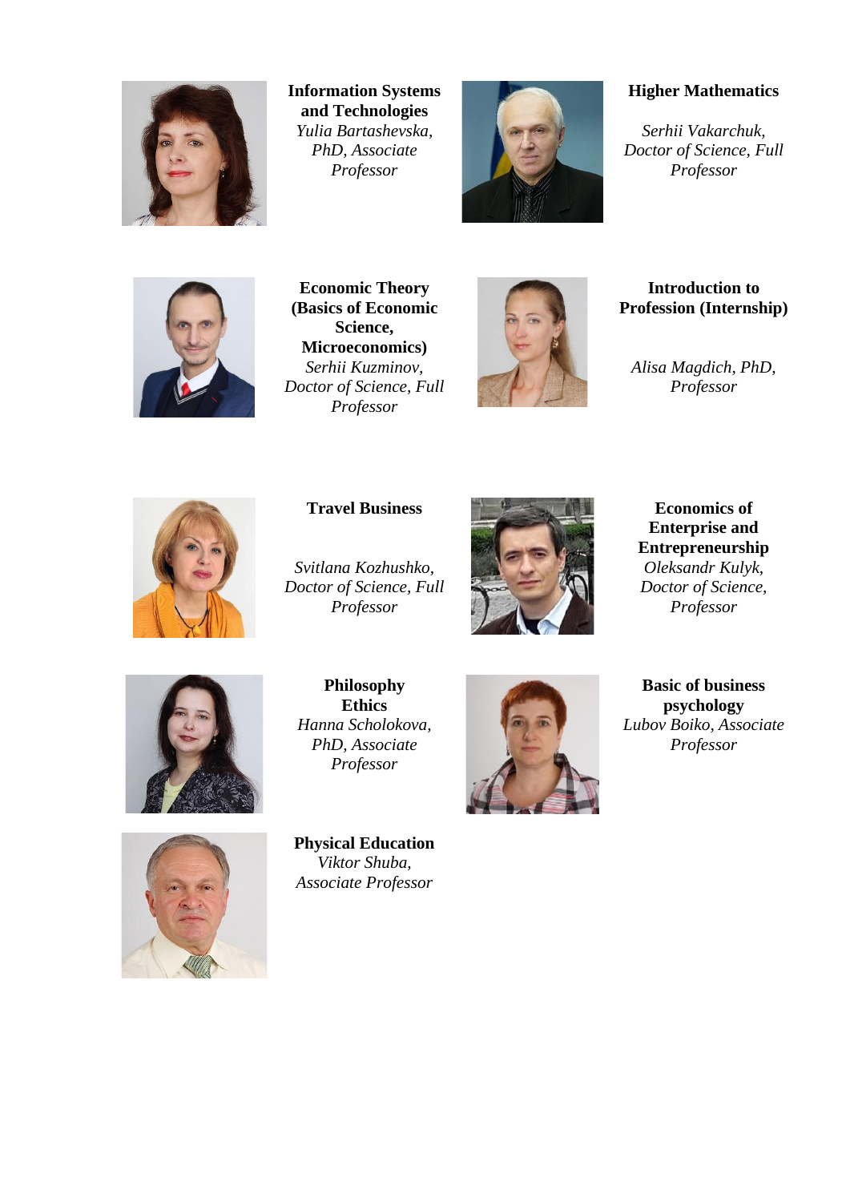**Information Systems and Technologies**
*Yulia Bartashevska, PhD, Associate Professor*

**Higher Mathematics**

*Serhii Vakarchuk, Doctor of Science, Full Professor*

**Economic Theory (Basics of Economic Science, Microeconomics)**
*Serhii Kuzminov, Doctor of Science, Full Professor*

**Introduction to Profession (Internship)**

*Alisa Magdich, PhD, Professor*

**Travel Business**

*Svitlana Kozhushko, Doctor of Science, Full Professor*

**Economics of Enterprise and Entrepreneurship**
*Oleksandr Kulyk, Doctor of Science, Professor*

**Philosophy**
**Ethics**
*Hanna Scholokova, PhD, Associate Professor*

**Basic of business psychology**
*Lubov Boiko, Associate Professor*

**Physical Education**
*Viktor Shuba, Associate Professor*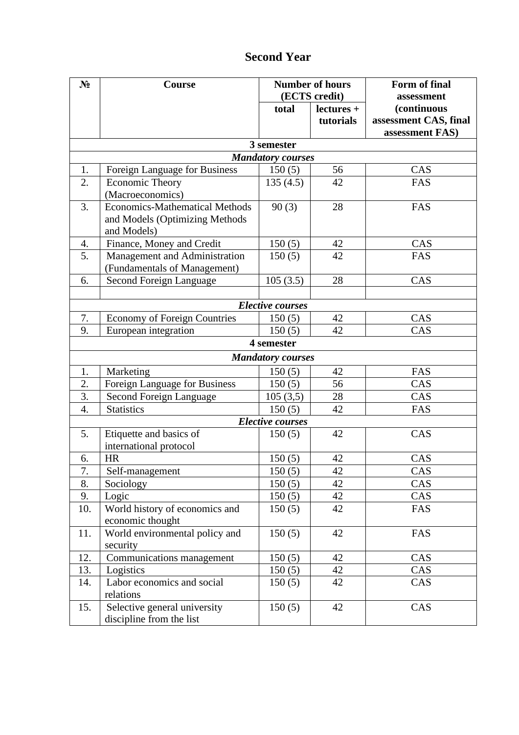## Second Year

| № | Course | Number of hours (ECTS credit) | | Form of final assessment (continuous assessment CAS, final assessment FAS) |
|---|---|---|---|---|
| | | total | lectures + tutorials | |
| **3 semester** | | | | |
| ***Mandatory courses*** | | | | |
| 1. | Foreign Language for Business | 150 (5) | 56 | CAS |
| 2. | Economic Theory (Macroeconomics) | 135 (4.5) | 42 | FAS |
| 3. | Economics-Mathematical Methods and Models (Optimizing Methods and Models) | 90 (3) | 28 | FAS |
| 4. | Finance, Money and Credit | 150 (5) | 42 | CAS |
| 5. | Management and Administration (Fundamentals of Management) | 150 (5) | 42 | FAS |
| 6. | Second Foreign Language | 105 (3.5) | 28 | CAS |
| | | | | |
| ***Elective courses*** | | | | |
| 7. | Economy of Foreign Countries | 150 (5) | 42 | CAS |
| 9. | European integration | 150 (5) | 42 | CAS |
| **4 semester** | | | | |
| ***Mandatory courses*** | | | | |
| 1. | Marketing | 150 (5) | 42 | FAS |
| 2. | Foreign Language for Business | 150 (5) | 56 | CAS |
| 3. | Second Foreign Language | 105 (3,5) | 28 | CAS |
| 4. | Statistics | 150 (5) | 42 | FAS |
| ***Elective courses*** | | | | |
| 5. | Etiquette and basics of international protocol | 150 (5) | 42 | CAS |
| 6. | HR | 150 (5) | 42 | CAS |
| 7. | Self-management | 150 (5) | 42 | CAS |
| 8. | Sociology | 150 (5) | 42 | CAS |
| 9. | Logic | 150 (5) | 42 | CAS |
| 10. | World history of economics and economic thought | 150 (5) | 42 | FAS |
| 11. | World environmental policy and security | 150 (5) | 42 | FAS |
| 12. | Communications management | 150 (5) | 42 | CAS |
| 13. | Logistics | 150 (5) | 42 | CAS |
| 14. | Labor economics and social relations | 150 (5) | 42 | CAS |
| 15. | Selective general university discipline from the list | 150 (5) | 42 | CAS |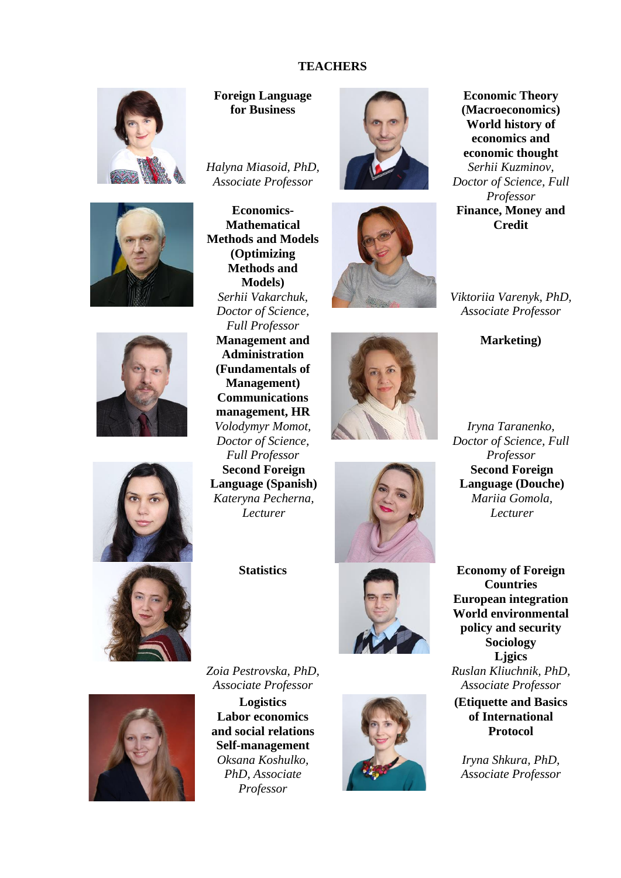# TEACHERS

**Foreign Language for Business**

*Halyna Miasoid, PhD, Associate Professor*

**Economic Theory (Macroeconomics)**
**World history of economics and economic thought**

*Serhii Kuzminov, Doctor of Science, Full Professor*

**Economics-Mathematical Methods and Models (Optimizing Methods and Models)**

*Serhii Vakarchuk, Doctor of Science, Full Professor*

**Finance, Money and Credit**

*Viktoriia Varenyk, PhD, Associate Professor*

**Management and Administration (Fundamentals of Management)**
**Communications management, HR**

*Volodymyr Momot, Doctor of Science, Full Professor*

**Marketing)**

*Iryna Taranenko, Doctor of Science, Full Professor*

**Second Foreign Language (Spanish)**

*Kateryna Pecherna, Lecturer*

**Second Foreign Language (Douche)**

*Mariia Gomola, Lecturer*

**Statistics**

*Zoia Pestrovska, PhD, Associate Professor*

**Economy of Foreign Countries**
**European integration**
**World environmental policy and security**
**Sociology**
**Ljgics**

*Ruslan Kliuchnik, PhD, Associate Professor*

**Logistics**
**Labor economics and social relations**
**Self-management**

*Oksana Koshulko, PhD, Associate Professor*

**(Etiquette and Basics of International Protocol**

*Iryna Shkura, PhD, Associate Professor*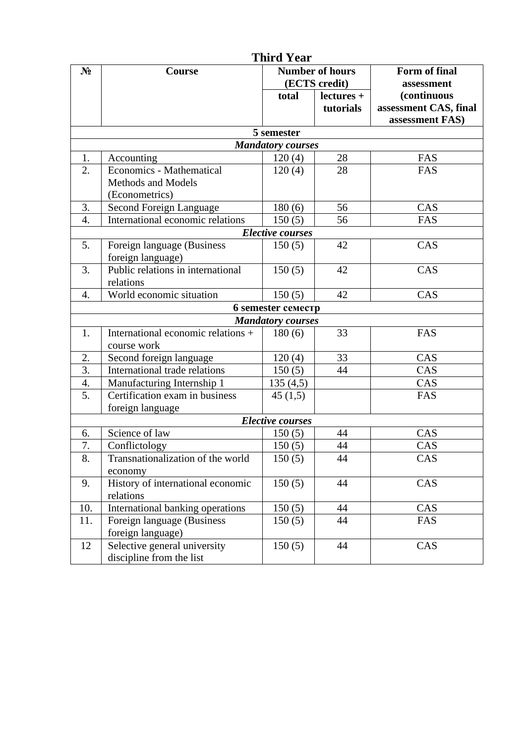## Third Year

| № | Course | Number of hours (ECTS credit) | | Form of final assessment (continuous assessment CAS, final assessment FAS) |
|---|---|---|---|---|
| | | total | lectures + tutorials | |
| **5 semester** | | | | |
| ***Mandatory courses*** | | | | |
| 1. | Accounting | 120 (4) | 28 | FAS |
| 2. | Economics - Mathematical Methods and Models (Econometrics) | 120 (4) | 28 | FAS |
| 3. | Second Foreign Language | 180 (6) | 56 | CAS |
| 4. | International economic relations | 150 (5) | 56 | FAS |
| ***Elective courses*** | | | | |
| 5. | Foreign language (Business foreign language) | 150 (5) | 42 | CAS |
| 3. | Public relations in international relations | 150 (5) | 42 | CAS |
| 4. | World economic situation | 150 (5) | 42 | CAS |
| **6 semester семестр** | | | | |
| ***Mandatory courses*** | | | | |
| 1. | International economic relations + course work | 180 (6) | 33 | FAS |
| 2. | Second foreign language | 120 (4) | 33 | CAS |
| 3. | International trade relations | 150 (5) | 44 | CAS |
| 4. | Manufacturing Internship 1 | 135 (4,5) | | CAS |
| 5. | Certification exam in business foreign language | 45 (1,5) | | FAS |
| ***Elective courses*** | | | | |
| 6. | Science of law | 150 (5) | 44 | CAS |
| 7. | Conflictology | 150 (5) | 44 | CAS |
| 8. | Transnationalization of the world economy | 150 (5) | 44 | CAS |
| 9. | History of international economic relations | 150 (5) | 44 | CAS |
| 10. | International banking operations | 150 (5) | 44 | CAS |
| 11. | Foreign language (Business foreign language) | 150 (5) | 44 | FAS |
| 12 | Selective general university discipline from the list | 150 (5) | 44 | CAS |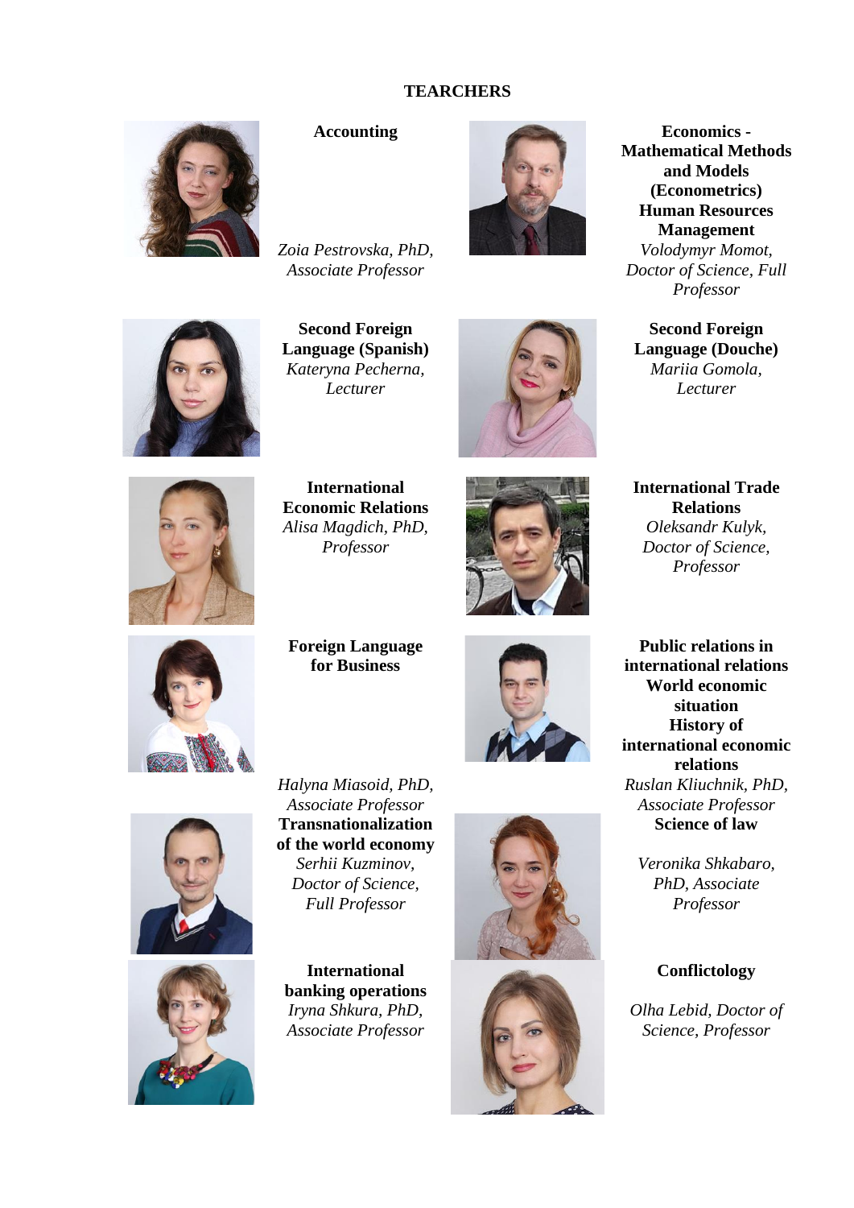**TEARCHERS**

**Accounting**

*Zoia Pestrovska, PhD, Associate Professor*

**Economics - Mathematical Methods and Models (Econometrics)**
**Human Resources Management**

*Volodymyr Momot, Doctor of Science, Full Professor*

**Second Foreign Language (Spanish)**

*Kateryna Pecherna, Lecturer*

**Second Foreign Language (Douche)**

*Mariia Gomola, Lecturer*

**International Economic Relations**

*Alisa Magdich, PhD, Professor*

**International Trade Relations**

*Oleksandr Kulyk, Doctor of Science, Professor*

**Foreign Language for Business**

*Halyna Miasoid, PhD, Associate Professor*

**Public relations in international relations**
**World economic situation**
**History of international economic relations**

*Ruslan Kliuchnik, PhD, Associate Professor*

**Transnationalization of the world economy**

*Serhii Kuzminov, Doctor of Science, Full Professor*

**Science of law**

*Veronika Shkabaro, PhD, Associate Professor*

**International banking operations**

*Iryna Shkura, PhD, Associate Professor*

**Conflictology**

*Olha Lebid, Doctor of Science, Professor*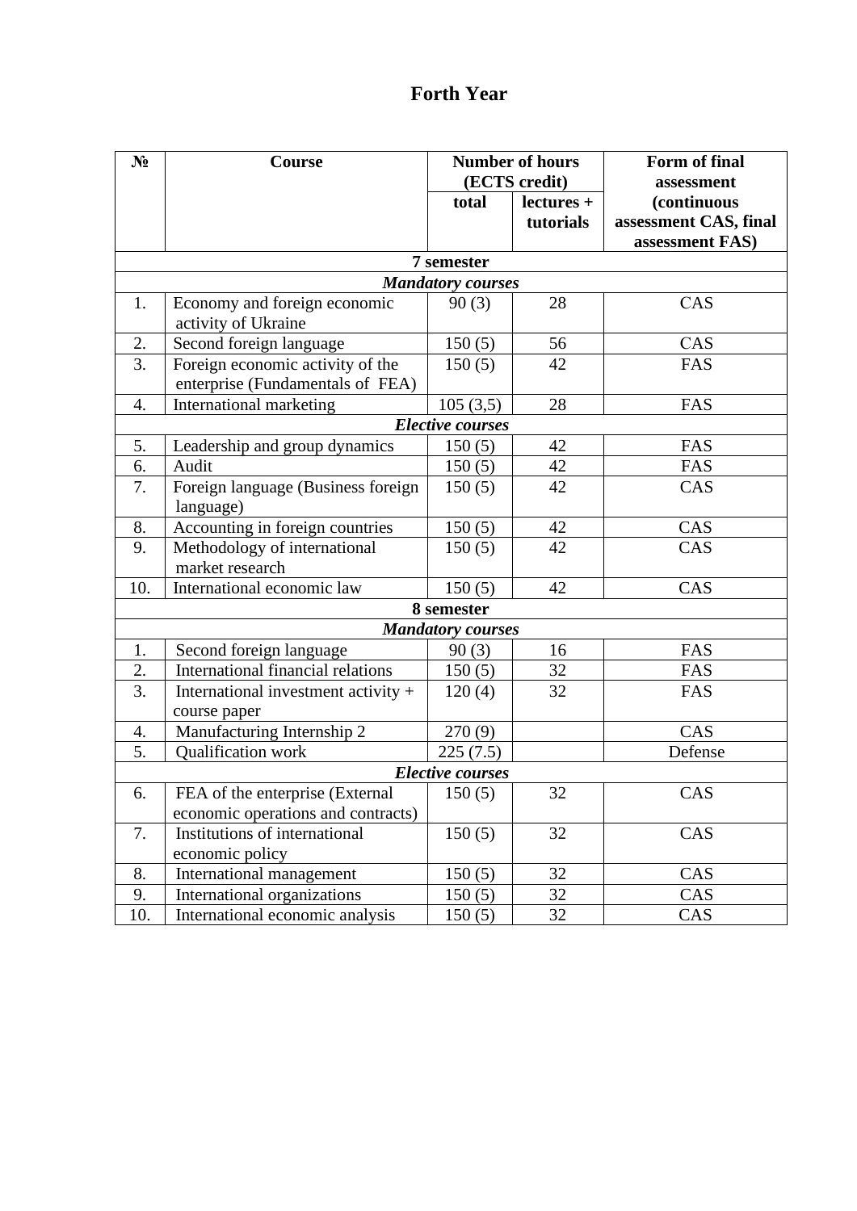# Forth Year

| № | Course | Number of hours (ECTS credit) | | Form of final assessment (continuous assessment CAS, final assessment FAS) |
|---|---|---|---|---|
| | | total | lectures + tutorials | |
| **7 semester** | | | | |
| ***Mandatory courses*** | | | | |
| 1. | Economy and foreign economic activity of Ukraine | 90 (3) | 28 | CAS |
| 2. | Second foreign language | 150 (5) | 56 | CAS |
| 3. | Foreign economic activity of the enterprise (Fundamentals of FEA) | 150 (5) | 42 | FAS |
| 4. | International marketing | 105 (3,5) | 28 | FAS |
| ***Elective courses*** | | | | |
| 5. | Leadership and group dynamics | 150 (5) | 42 | FAS |
| 6. | Audit | 150 (5) | 42 | FAS |
| 7. | Foreign language (Business foreign language) | 150 (5) | 42 | CAS |
| 8. | Accounting in foreign countries | 150 (5) | 42 | CAS |
| 9. | Methodology of international market research | 150 (5) | 42 | CAS |
| 10. | International economic law | 150 (5) | 42 | CAS |
| **8 semester** | | | | |
| ***Mandatory courses*** | | | | |
| 1. | Second foreign language | 90 (3) | 16 | FAS |
| 2. | International financial relations | 150 (5) | 32 | FAS |
| 3. | International investment activity + course paper | 120 (4) | 32 | FAS |
| 4. | Manufacturing Internship 2 | 270 (9) | | CAS |
| 5. | Qualification work | 225 (7.5) | | Defense |
| ***Elective courses*** | | | | |
| 6. | FEA of the enterprise (External economic operations and contracts) | 150 (5) | 32 | CAS |
| 7. | Institutions of international economic policy | 150 (5) | 32 | CAS |
| 8. | International management | 150 (5) | 32 | CAS |
| 9. | International organizations | 150 (5) | 32 | CAS |
| 10. | International economic analysis | 150 (5) | 32 | CAS |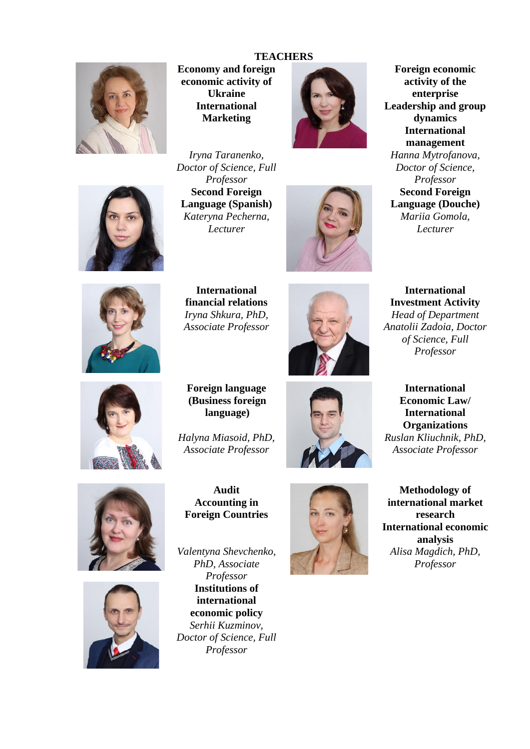## TEACHERS

**Economy and foreign economic activity of Ukraine**
**International Marketing**

*Iryna Taranenko, Doctor of Science, Full Professor*

**Foreign economic activity of the enterprise**
**Leadership and group dynamics**
**International management**

*Hanna Mytrofanova, Doctor of Science, Professor*

**Second Foreign Language (Spanish)**

*Kateryna Pecherna, Lecturer*

**Second Foreign Language (Douche)**

*Mariia Gomola, Lecturer*

**International financial relations**

*Iryna Shkura, PhD, Associate Professor*

**International Investment Activity**

*Head of Department Anatolii Zadoia, Doctor of Science, Full Professor*

**Foreign language (Business foreign language)**

*Halyna Miasoid, PhD, Associate Professor*

**International Economic Law/ International Organizations**

*Ruslan Kliuchnik, PhD, Associate Professor*

**Audit**
**Accounting in Foreign Countries**

*Valentyna Shevchenko, PhD, Associate Professor*

**Methodology of international market research**
**International economic analysis**

*Alisa Magdich, PhD, Professor*

**Institutions of international economic policy**

*Serhii Kuzminov, Doctor of Science, Full Professor*